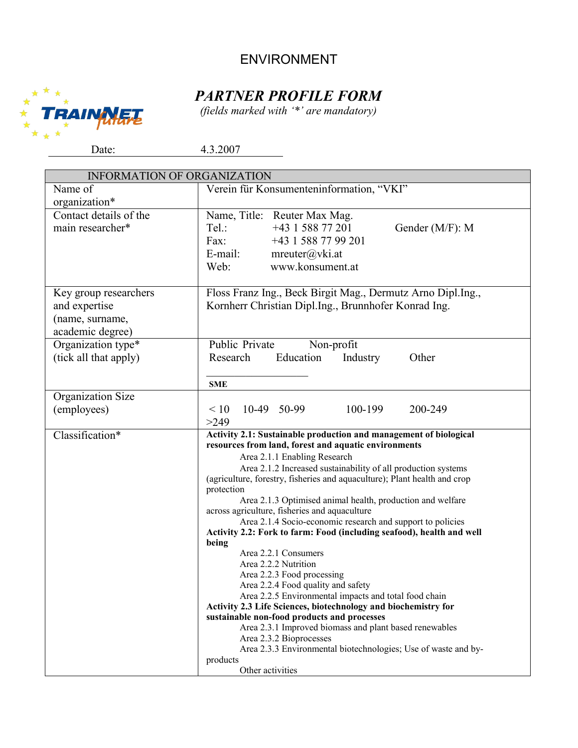ENVIRONMENT

# *PARTNER PROFILE FORM*

*(fields marked with '*' are mandatory)*

Date: 4.3.2007

| INFORMATION OF ORGANIZATION | |
|---|---|
| Name of organization* | Verein für Konsumenteninformation, "VKI" |
| Contact details of the main researcher* | Name, Title: Reuter Max Mag.<br>Tel.: +43 1 588 77 201 Gender (M/F): M<br>Fax: +43 1 588 77 99 201<br>E-mail: mreuter@vki.at<br>Web: www.konsument.at |
| Key group researchers and expertise (name, surname, academic degree) | Floss Franz Ing., Beck Birgit Mag., Dermutz Arno Dipl.Ing., Kornherr Christian Dipl.Ing., Brunnhofer Konrad Ing. |
| Organization type* (tick all that apply) | Public Private Non-profit<br>Research Education Industry Other ___________<br>SME |
| Organization Size (employees) | < 10 10-49 50-99 100-199 200-249 >249 |
| Classification* | **Activity 2.1: Sustainable production and management of biological resources from land, forest and aquatic environments**<br>Area 2.1.1 Enabling Research<br>Area 2.1.2 Increased sustainability of all production systems (agriculture, forestry, fisheries and aquaculture); Plant health and crop protection<br>Area 2.1.3 Optimised animal health, production and welfare across agriculture, fisheries and aquaculture<br>Area 2.1.4 Socio-economic research and support to policies<br>**Activity 2.2: Fork to farm: Food (including seafood), health and well being**<br>Area 2.2.1 Consumers<br>Area 2.2.2 Nutrition<br>Area 2.2.3 Food processing<br>Area 2.2.4 Food quality and safety<br>Area 2.2.5 Environmental impacts and total food chain<br>**Activity 2.3 Life Sciences, biotechnology and biochemistry for sustainable non-food products and processes**<br>Area 2.3.1 Improved biomass and plant based renewables<br>Area 2.3.2 Bioprocesses<br>Area 2.3.3 Environmental biotechnologies; Use of waste and by-products<br>Other activities |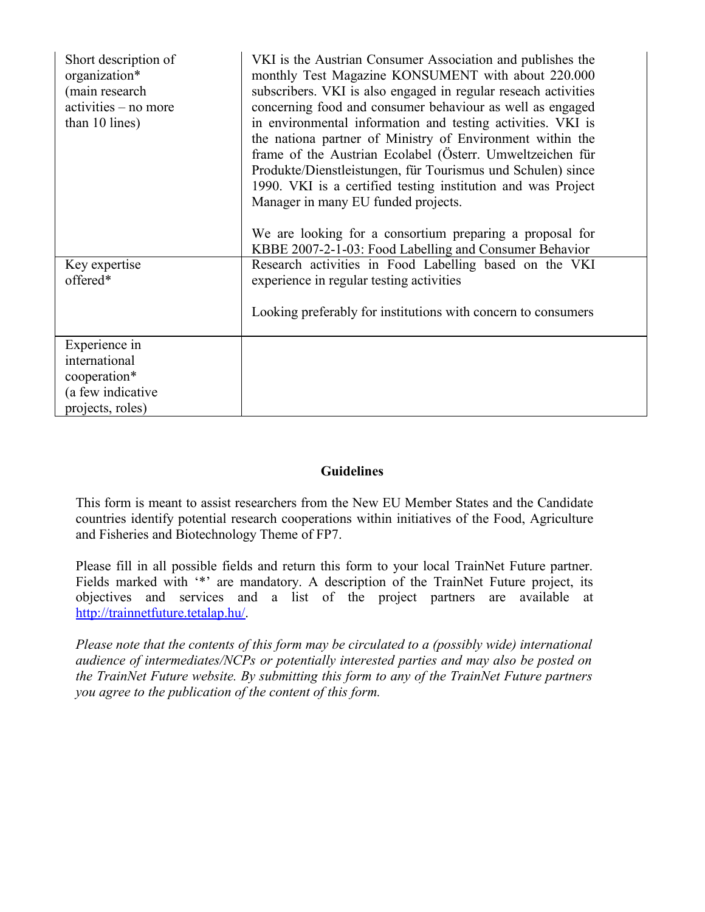| | |
|---|---|
| Short description of organization* (main research activities – no more than 10 lines) | VKI is the Austrian Consumer Association and publishes the monthly Test Magazine KONSUMENT with about 220.000 subscribers. VKI is also engaged in regular reseach activities concerning food and consumer behaviour as well as engaged in environmental information and testing activities. VKI is the nationa partner of Ministry of Environment within the frame of the Austrian Ecolabel (Österr. Umweltzeichen für Produkte/Dienstleistungen, für Tourismus und Schulen) since 1990. VKI is a certified testing institution and was Project Manager in many EU funded projects.<br><br>We are looking for a consortium preparing a proposal for KBBE 2007-2-1-03: Food Labelling and Consumer Behavior |
| Key expertise offered* | Research activities in Food Labelling based on the VKI experience in regular testing activities<br><br>Looking preferably for institutions with concern to consumers |
| Experience in international cooperation* (a few indicative projects, roles) | |

**Guidelines**

This form is meant to assist researchers from the New EU Member States and the Candidate countries identify potential research cooperations within initiatives of the Food, Agriculture and Fisheries and Biotechnology Theme of FP7.

Please fill in all possible fields and return this form to your local TrainNet Future partner. Fields marked with '*' are mandatory. A description of the TrainNet Future project, its objectives and services and a list of the project partners are available at http://trainnetfuture.tetalap.hu/.

*Please note that the contents of this form may be circulated to a (possibly wide) international audience of intermediates/NCPs or potentially interested parties and may also be posted on the TrainNet Future website. By submitting this form to any of the TrainNet Future partners you agree to the publication of the content of this form.*